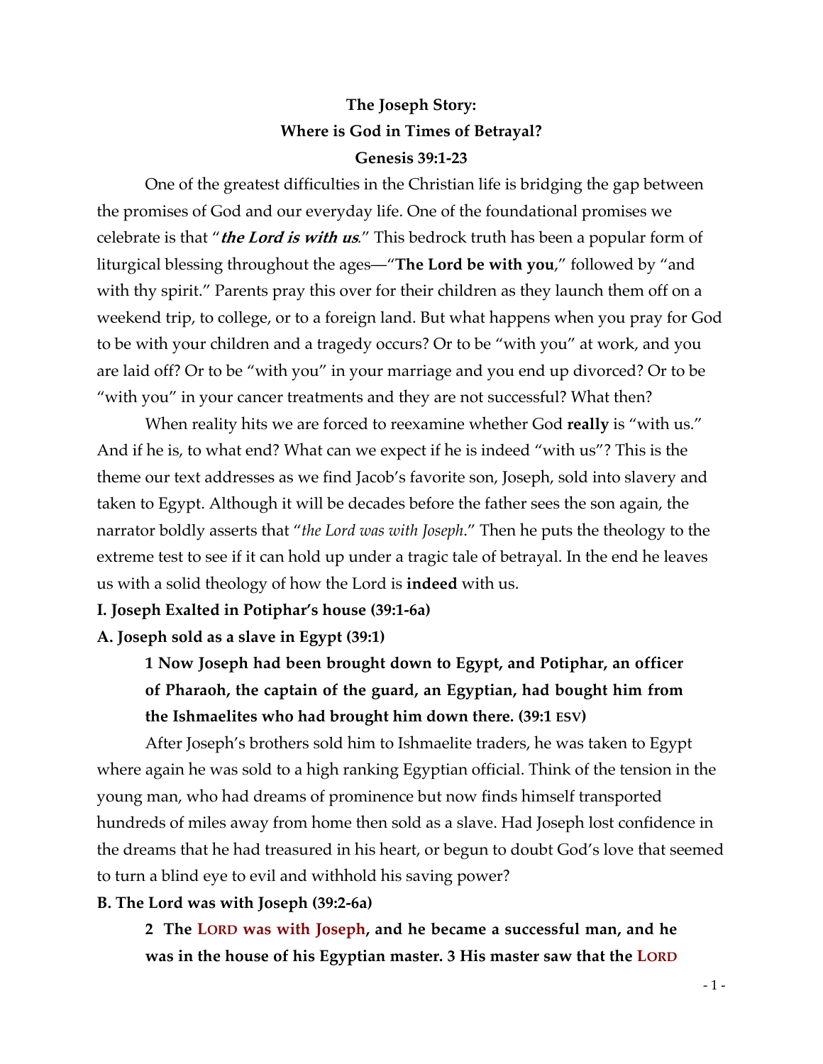**The Joseph Story:**
**Where is God in Times of Betrayal?**
**Genesis 39:1-23**

One of the greatest difficulties in the Christian life is bridging the gap between the promises of God and our everyday life. One of the foundational promises we celebrate is that "***the Lord is with us***." This bedrock truth has been a popular form of liturgical blessing throughout the ages—"**The Lord be with you**," followed by "and with thy spirit." Parents pray this over for their children as they launch them off on a weekend trip, to college, or to a foreign land. But what happens when you pray for God to be with your children and a tragedy occurs? Or to be "with you" at work, and you are laid off? Or to be "with you" in your marriage and you end up divorced? Or to be "with you" in your cancer treatments and they are not successful? What then?

When reality hits we are forced to reexamine whether God **really** is "with us." And if he is, to what end? What can we expect if he is indeed "with us"? This is the theme our text addresses as we find Jacob's favorite son, Joseph, sold into slavery and taken to Egypt. Although it will be decades before the father sees the son again, the narrator boldly asserts that "*the Lord was with Joseph*." Then he puts the theology to the extreme test to see if it can hold up under a tragic tale of betrayal. In the end he leaves us with a solid theology of how the Lord is **indeed** with us.

**I. Joseph Exalted in Potiphar's house (39:1-6a)**

**A. Joseph sold as a slave in Egypt (39:1)**

> **1 Now Joseph had been brought down to Egypt, and Potiphar, an officer of Pharaoh, the captain of the guard, an Egyptian, had bought him from the Ishmaelites who had brought him down there. (39:1 ESV)**

After Joseph's brothers sold him to Ishmaelite traders, he was taken to Egypt where again he was sold to a high ranking Egyptian official. Think of the tension in the young man, who had dreams of prominence but now finds himself transported hundreds of miles away from home then sold as a slave. Had Joseph lost confidence in the dreams that he had treasured in his heart, or begun to doubt God's love that seemed to turn a blind eye to evil and withhold his saving power?

**B. The Lord was with Joseph (39:2-6a)**

> **2 The LORD was with Joseph, and he became a successful man, and he was in the house of his Egyptian master. 3 His master saw that the LORD**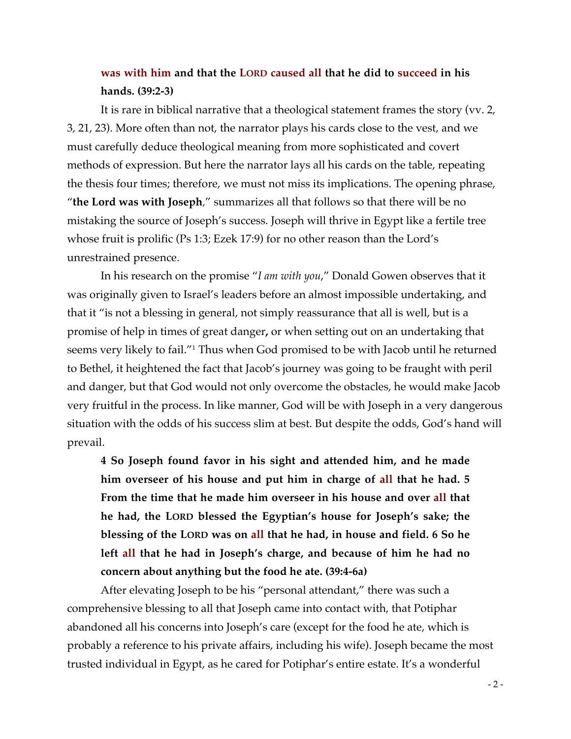**was with him and that the LORD caused all that he did to succeed in his hands. (39:2-3)**

It is rare in biblical narrative that a theological statement frames the story (vv. 2, 3, 21, 23). More often than not, the narrator plays his cards close to the vest, and we must carefully deduce theological meaning from more sophisticated and covert methods of expression. But here the narrator lays all his cards on the table, repeating the thesis four times; therefore, we must not miss its implications. The opening phrase, "**the Lord was with Joseph**," summarizes all that follows so that there will be no mistaking the source of Joseph's success. Joseph will thrive in Egypt like a fertile tree whose fruit is prolific (Ps 1:3; Ezek 17:9) for no other reason than the Lord's unrestrained presence.

In his research on the promise "*I am with you*," Donald Gowen observes that it was originally given to Israel's leaders before an almost impossible undertaking, and that it "is not a blessing in general, not simply reassurance that all is well, but is a promise of help in times of great danger**,** or when setting out on an undertaking that seems very likely to fail."[1] Thus when God promised to be with Jacob until he returned to Bethel, it heightened the fact that Jacob's journey was going to be fraught with peril and danger, but that God would not only overcome the obstacles, he would make Jacob very fruitful in the process. In like manner, God will be with Joseph in a very dangerous situation with the odds of his success slim at best. But despite the odds, God's hand will prevail.

**4 So Joseph found favor in his sight and attended him, and he made him overseer of his house and put him in charge of all that he had. 5 From the time that he made him overseer in his house and over all that he had, the LORD blessed the Egyptian's house for Joseph's sake; the blessing of the LORD was on all that he had, in house and field. 6 So he left all that he had in Joseph's charge, and because of him he had no concern about anything but the food he ate. (39:4-6a)**

After elevating Joseph to be his "personal attendant," there was such a comprehensive blessing to all that Joseph came into contact with, that Potiphar abandoned all his concerns into Joseph's care (except for the food he ate, which is probably a reference to his private affairs, including his wife). Joseph became the most trusted individual in Egypt, as he cared for Potiphar's entire estate. It's a wonderful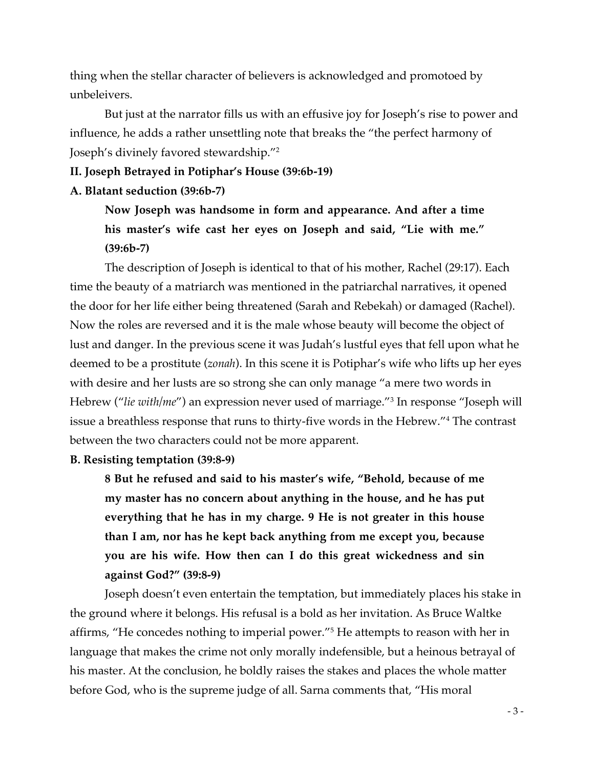thing when the stellar character of believers is acknowledged and promotoed by unbeleivers.

But just at the narrator fills us with an effusive joy for Joseph's rise to power and influence, he adds a rather unsettling note that breaks the "the perfect harmony of Joseph's divinely favored stewardship."[2]

**II. Joseph Betrayed in Potiphar's House (39:6b-19)**

**A. Blatant seduction (39:6b-7)**

> **Now Joseph was handsome in form and appearance. And after a time his master's wife cast her eyes on Joseph and said, "Lie with me." (39:6b-7)**

The description of Joseph is identical to that of his mother, Rachel (29:17). Each time the beauty of a matriarch was mentioned in the patriarchal narratives, it opened the door for her life either being threatened (Sarah and Rebekah) or damaged (Rachel). Now the roles are reversed and it is the male whose beauty will become the object of lust and danger. In the previous scene it was Judah's lustful eyes that fell upon what he deemed to be a prostitute (*zonah*). In this scene it is Potiphar's wife who lifts up her eyes with desire and her lusts are so strong she can only manage "a mere two words in Hebrew ("*lie with/me*") an expression never used of marriage."[3] In response "Joseph will issue a breathless response that runs to thirty-five words in the Hebrew."[4] The contrast between the two characters could not be more apparent.

**B. Resisting temptation (39:8-9)**

> **8 But he refused and said to his master's wife, "Behold, because of me my master has no concern about anything in the house, and he has put everything that he has in my charge. 9 He is not greater in this house than I am, nor has he kept back anything from me except you, because you are his wife. How then can I do this great wickedness and sin against God?" (39:8-9)**

Joseph doesn't even entertain the temptation, but immediately places his stake in the ground where it belongs. His refusal is a bold as her invitation. As Bruce Waltke affirms, "He concedes nothing to imperial power."[5] He attempts to reason with her in language that makes the crime not only morally indefensible, but a heinous betrayal of his master. At the conclusion, he boldly raises the stakes and places the whole matter before God, who is the supreme judge of all. Sarna comments that, "His moral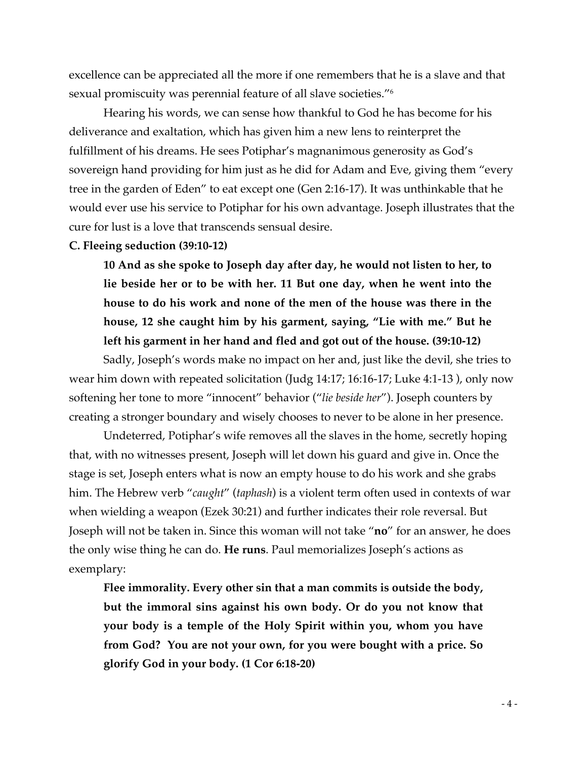excellence can be appreciated all the more if one remembers that he is a slave and that sexual promiscuity was perennial feature of all slave societies."[6]

Hearing his words, we can sense how thankful to God he has become for his deliverance and exaltation, which has given him a new lens to reinterpret the fulfillment of his dreams. He sees Potiphar's magnanimous generosity as God's sovereign hand providing for him just as he did for Adam and Eve, giving them "every tree in the garden of Eden" to eat except one (Gen 2:16-17). It was unthinkable that he would ever use his service to Potiphar for his own advantage. Joseph illustrates that the cure for lust is a love that transcends sensual desire.

**C. Fleeing seduction (39:10-12)**

> **10 And as she spoke to Joseph day after day, he would not listen to her, to lie beside her or to be with her. 11 But one day, when he went into the house to do his work and none of the men of the house was there in the house, 12 she caught him by his garment, saying, "Lie with me." But he left his garment in her hand and fled and got out of the house. (39:10-12)**

Sadly, Joseph's words make no impact on her and, just like the devil, she tries to wear him down with repeated solicitation (Judg 14:17; 16:16-17; Luke 4:1-13 ), only now softening her tone to more "innocent" behavior ("*lie beside her*"). Joseph counters by creating a stronger boundary and wisely chooses to never to be alone in her presence.

Undeterred, Potiphar's wife removes all the slaves in the home, secretly hoping that, with no witnesses present, Joseph will let down his guard and give in. Once the stage is set, Joseph enters what is now an empty house to do his work and she grabs him. The Hebrew verb "*caught*" (*taphash*) is a violent term often used in contexts of war when wielding a weapon (Ezek 30:21) and further indicates their role reversal. But Joseph will not be taken in. Since this woman will not take "**no**" for an answer, he does the only wise thing he can do. **He runs**. Paul memorializes Joseph's actions as exemplary:

> **Flee immorality. Every other sin that a man commits is outside the body, but the immoral sins against his own body. Or do you not know that your body is a temple of the Holy Spirit within you, whom you have from God? You are not your own, for you were bought with a price. So glorify God in your body. (1 Cor 6:18-20)**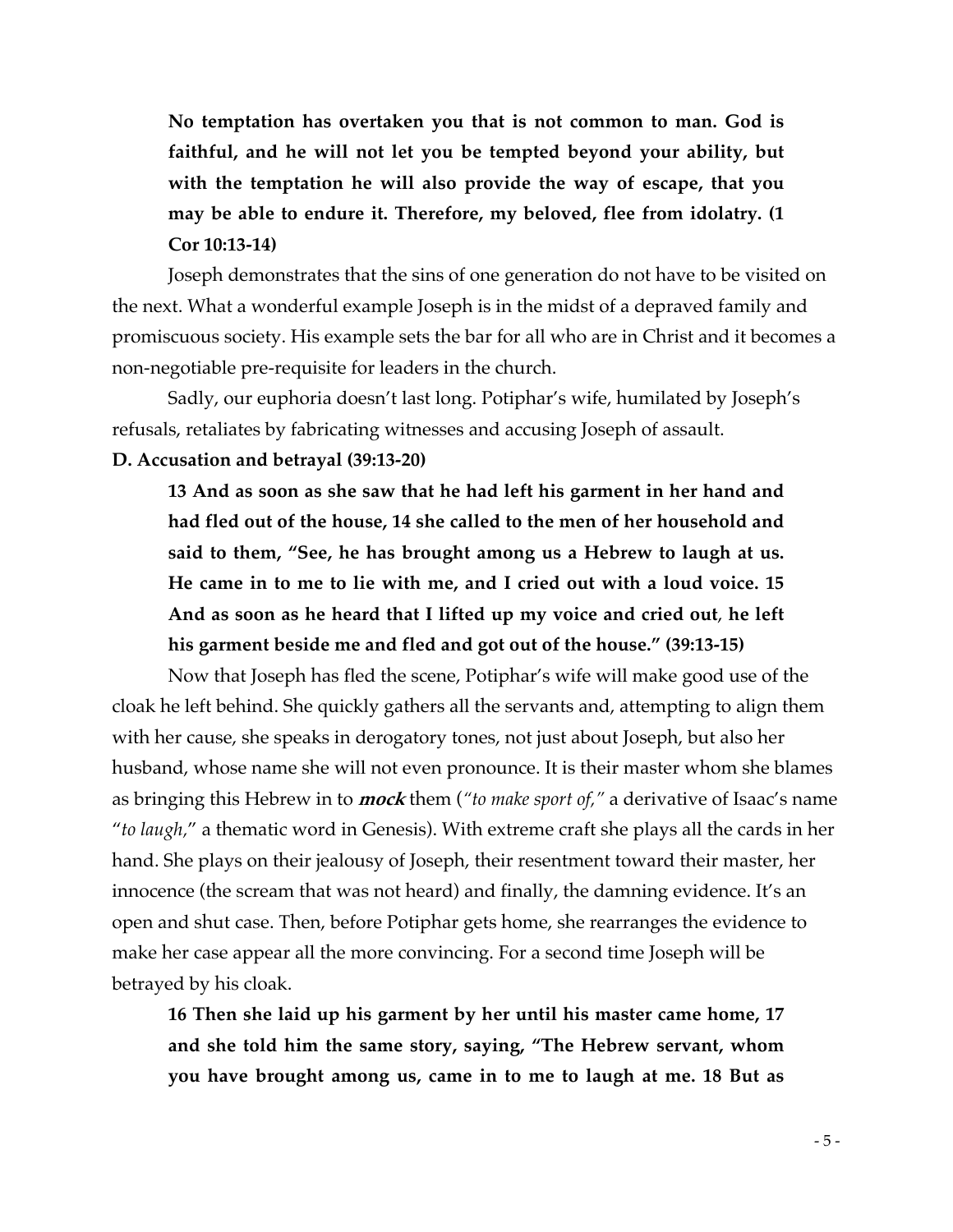**No temptation has overtaken you that is not common to man. God is faithful, and he will not let you be tempted beyond your ability, but with the temptation he will also provide the way of escape, that you may be able to endure it. Therefore, my beloved, flee from idolatry. (1 Cor 10:13-14)**

Joseph demonstrates that the sins of one generation do not have to be visited on the next. What a wonderful example Joseph is in the midst of a depraved family and promiscuous society. His example sets the bar for all who are in Christ and it becomes a non-negotiable pre-requisite for leaders in the church.

Sadly, our euphoria doesn't last long. Potiphar's wife, humilated by Joseph's refusals, retaliates by fabricating witnesses and accusing Joseph of assault.

**D. Accusation and betrayal (39:13-20)**

**13 And as soon as she saw that he had left his garment in her hand and had fled out of the house, 14 she called to the men of her household and said to them, "See, he has brought among us a Hebrew to laugh at us. He came in to me to lie with me, and I cried out with a loud voice. 15 And as soon as he heard that I lifted up my voice and cried out, he left his garment beside me and fled and got out of the house." (39:13-15)**

Now that Joseph has fled the scene, Potiphar's wife will make good use of the cloak he left behind. She quickly gathers all the servants and, attempting to align them with her cause, she speaks in derogatory tones, not just about Joseph, but also her husband, whose name she will not even pronounce. It is their master whom she blames as bringing this Hebrew in to ***mock*** them (*"to make sport of,"* a derivative of Isaac's name "*to laugh,*" a thematic word in Genesis). With extreme craft she plays all the cards in her hand. She plays on their jealousy of Joseph, their resentment toward their master, her innocence (the scream that was not heard) and finally, the damning evidence. It's an open and shut case. Then, before Potiphar gets home, she rearranges the evidence to make her case appear all the more convincing. For a second time Joseph will be betrayed by his cloak.

**16 Then she laid up his garment by her until his master came home, 17 and she told him the same story, saying, "The Hebrew servant, whom you have brought among us, came in to me to laugh at me. 18 But as**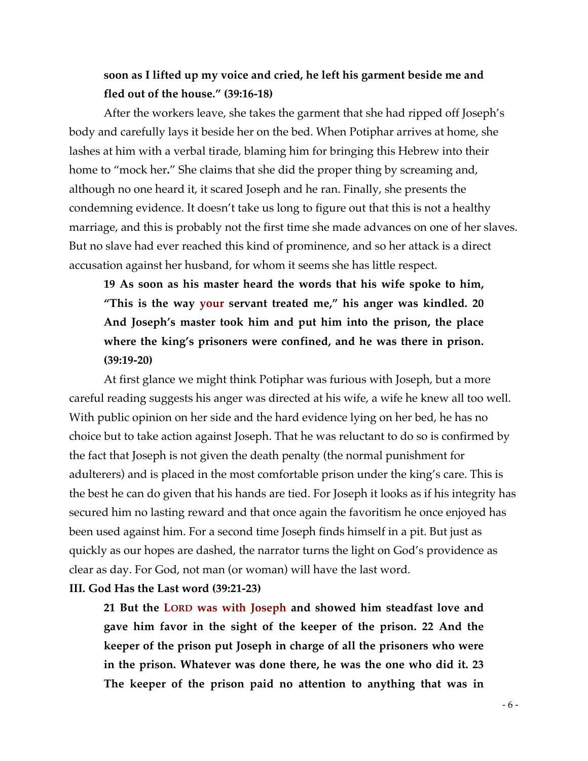**soon as I lifted up my voice and cried, he left his garment beside me and fled out of the house." (39:16-18)**

After the workers leave, she takes the garment that she had ripped off Joseph's body and carefully lays it beside her on the bed. When Potiphar arrives at home, she lashes at him with a verbal tirade, blaming him for bringing this Hebrew into their home to "mock her**.**" She claims that she did the proper thing by screaming and, although no one heard it, it scared Joseph and he ran. Finally, she presents the condemning evidence. It doesn't take us long to figure out that this is not a healthy marriage, and this is probably not the first time she made advances on one of her slaves. But no slave had ever reached this kind of prominence, and so her attack is a direct accusation against her husband, for whom it seems she has little respect.

**19 As soon as his master heard the words that his wife spoke to him, "This is the way your servant treated me," his anger was kindled. 20 And Joseph's master took him and put him into the prison, the place where the king's prisoners were confined, and he was there in prison. (39:19-20)**

At first glance we might think Potiphar was furious with Joseph, but a more careful reading suggests his anger was directed at his wife, a wife he knew all too well. With public opinion on her side and the hard evidence lying on her bed, he has no choice but to take action against Joseph. That he was reluctant to do so is confirmed by the fact that Joseph is not given the death penalty (the normal punishment for adulterers) and is placed in the most comfortable prison under the king's care. This is the best he can do given that his hands are tied. For Joseph it looks as if his integrity has secured him no lasting reward and that once again the favoritism he once enjoyed has been used against him. For a second time Joseph finds himself in a pit. But just as quickly as our hopes are dashed, the narrator turns the light on God's providence as clear as day. For God, not man (or woman) will have the last word.

**III. God Has the Last word (39:21-23)**

**21 But the LORD was with Joseph and showed him steadfast love and gave him favor in the sight of the keeper of the prison. 22 And the keeper of the prison put Joseph in charge of all the prisoners who were in the prison. Whatever was done there, he was the one who did it. 23 The keeper of the prison paid no attention to anything that was in**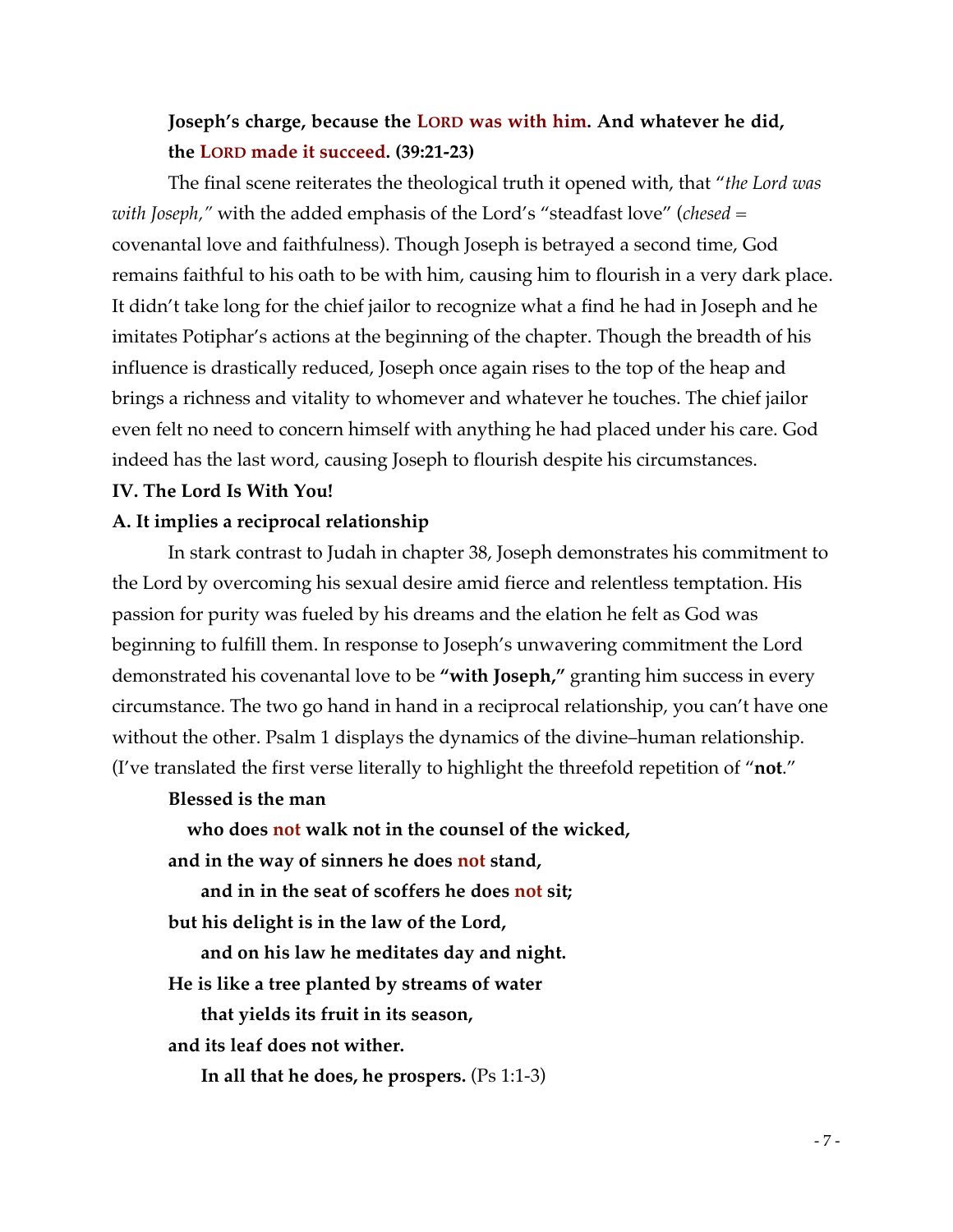**Joseph's charge, because the LORD was with him. And whatever he did, the LORD made it succeed. (39:21-23)**

The final scene reiterates the theological truth it opened with, that "*the Lord was with Joseph,"* with the added emphasis of the Lord's "steadfast love" (*chesed* = covenantal love and faithfulness). Though Joseph is betrayed a second time, God remains faithful to his oath to be with him, causing him to flourish in a very dark place. It didn't take long for the chief jailor to recognize what a find he had in Joseph and he imitates Potiphar's actions at the beginning of the chapter. Though the breadth of his influence is drastically reduced, Joseph once again rises to the top of the heap and brings a richness and vitality to whomever and whatever he touches. The chief jailor even felt no need to concern himself with anything he had placed under his care. God indeed has the last word, causing Joseph to flourish despite his circumstances.

**IV. The Lord Is With You!**

**A. It implies a reciprocal relationship**

In stark contrast to Judah in chapter 38, Joseph demonstrates his commitment to the Lord by overcoming his sexual desire amid fierce and relentless temptation. His passion for purity was fueled by his dreams and the elation he felt as God was beginning to fulfill them. In response to Joseph's unwavering commitment the Lord demonstrated his covenantal love to be **"with Joseph,"** granting him success in every circumstance. The two go hand in hand in a reciprocal relationship, you can't have one without the other. Psalm 1 displays the dynamics of the divine–human relationship. (I've translated the first verse literally to highlight the threefold repetition of "**not**."

**Blessed is the man**
**who does not walk not in the counsel of the wicked,**
**and in the way of sinners he does not stand,**
**and in in the seat of scoffers he does not sit;**
**but his delight is in the law of the Lord,**
**and on his law he meditates day and night.**
**He is like a tree planted by streams of water**
**that yields its fruit in its season,**
**and its leaf does not wither.**
**In all that he does, he prospers.** (Ps 1:1-3)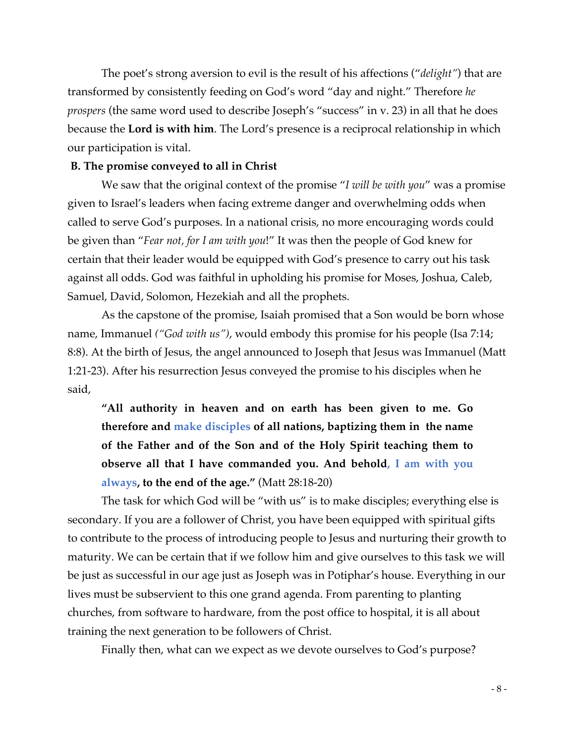The poet's strong aversion to evil is the result of his affections ("*delight"*) that are transformed by consistently feeding on God's word "day and night." Therefore *he prospers* (the same word used to describe Joseph's "success" in v. 23) in all that he does because the **Lord is with him**. The Lord's presence is a reciprocal relationship in which our participation is vital.

**B. The promise conveyed to all in Christ**

We saw that the original context of the promise "*I will be with you*" was a promise given to Israel's leaders when facing extreme danger and overwhelming odds when called to serve God's purposes. In a national crisis, no more encouraging words could be given than "*Fear not, for I am with you*!" It was then the people of God knew for certain that their leader would be equipped with God's presence to carry out his task against all odds. God was faithful in upholding his promise for Moses, Joshua, Caleb, Samuel, David, Solomon, Hezekiah and all the prophets.

As the capstone of the promise, Isaiah promised that a Son would be born whose name, Immanuel *("God with us")*, would embody this promise for his people (Isa 7:14; 8:8). At the birth of Jesus, the angel announced to Joseph that Jesus was Immanuel (Matt 1:21-23). After his resurrection Jesus conveyed the promise to his disciples when he said,

> **"All authority in heaven and on earth has been given to me. Go therefore and make disciples of all nations, baptizing them in the name of the Father and of the Son and of the Holy Spirit teaching them to observe all that I have commanded you. And behold, I am with you always, to the end of the age."** (Matt 28:18-20)

The task for which God will be "with us" is to make disciples; everything else is secondary. If you are a follower of Christ, you have been equipped with spiritual gifts to contribute to the process of introducing people to Jesus and nurturing their growth to maturity. We can be certain that if we follow him and give ourselves to this task we will be just as successful in our age just as Joseph was in Potiphar's house. Everything in our lives must be subservient to this one grand agenda. From parenting to planting churches, from software to hardware, from the post office to hospital, it is all about training the next generation to be followers of Christ.

Finally then, what can we expect as we devote ourselves to God's purpose?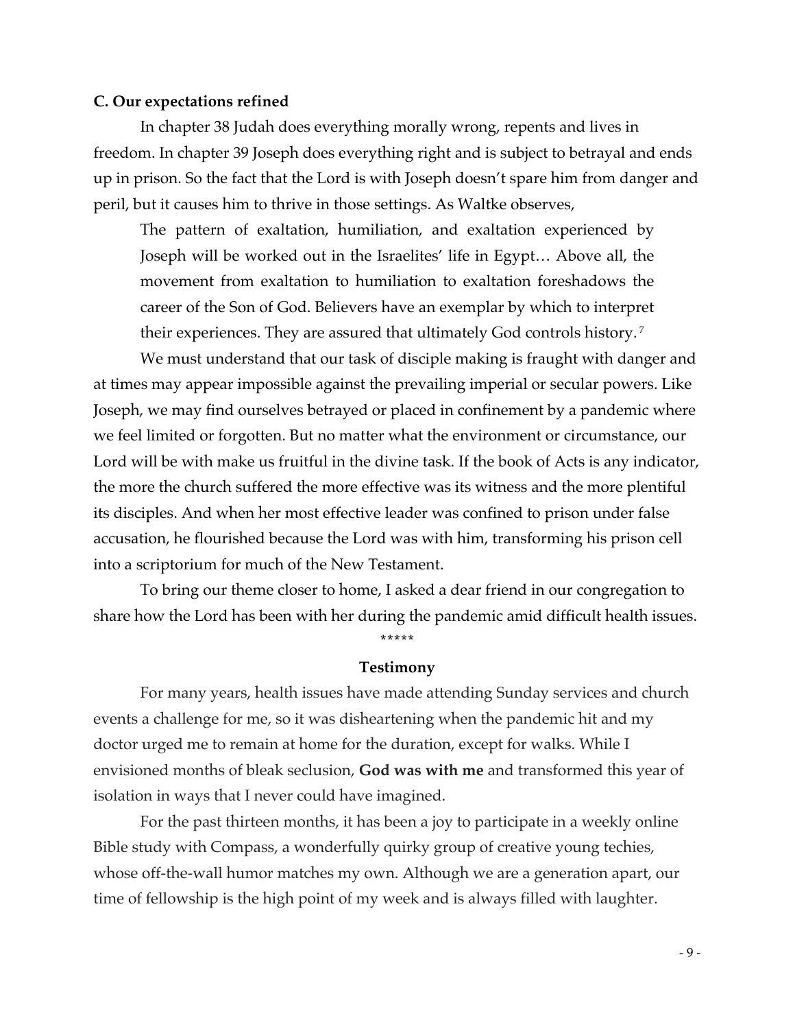**C. Our expectations refined**

In chapter 38 Judah does everything morally wrong, repents and lives in freedom. In chapter 39 Joseph does everything right and is subject to betrayal and ends up in prison. So the fact that the Lord is with Joseph doesn't spare him from danger and peril, but it causes him to thrive in those settings. As Waltke observes,

> The pattern of exaltation, humiliation, and exaltation experienced by Joseph will be worked out in the Israelites' life in Egypt… Above all, the movement from exaltation to humiliation to exaltation foreshadows the career of the Son of God. Believers have an exemplar by which to interpret their experiences. They are assured that ultimately God controls history.[7]

We must understand that our task of disciple making is fraught with danger and at times may appear impossible against the prevailing imperial or secular powers. Like Joseph, we may find ourselves betrayed or placed in confinement by a pandemic where we feel limited or forgotten. But no matter what the environment or circumstance, our Lord will be with make us fruitful in the divine task. If the book of Acts is any indicator, the more the church suffered the more effective was its witness and the more plentiful its disciples. And when her most effective leader was confined to prison under false accusation, he flourished because the Lord was with him, transforming his prison cell into a scriptorium for much of the New Testament.

To bring our theme closer to home, I asked a dear friend in our congregation to share how the Lord has been with her during the pandemic amid difficult health issues.

*****

**Testimony**

For many years, health issues have made attending Sunday services and church events a challenge for me, so it was disheartening when the pandemic hit and my doctor urged me to remain at home for the duration, except for walks. While I envisioned months of bleak seclusion, **God was with me** and transformed this year of isolation in ways that I never could have imagined.

For the past thirteen months, it has been a joy to participate in a weekly online Bible study with Compass, a wonderfully quirky group of creative young techies, whose off-the-wall humor matches my own. Although we are a generation apart, our time of fellowship is the high point of my week and is always filled with laughter.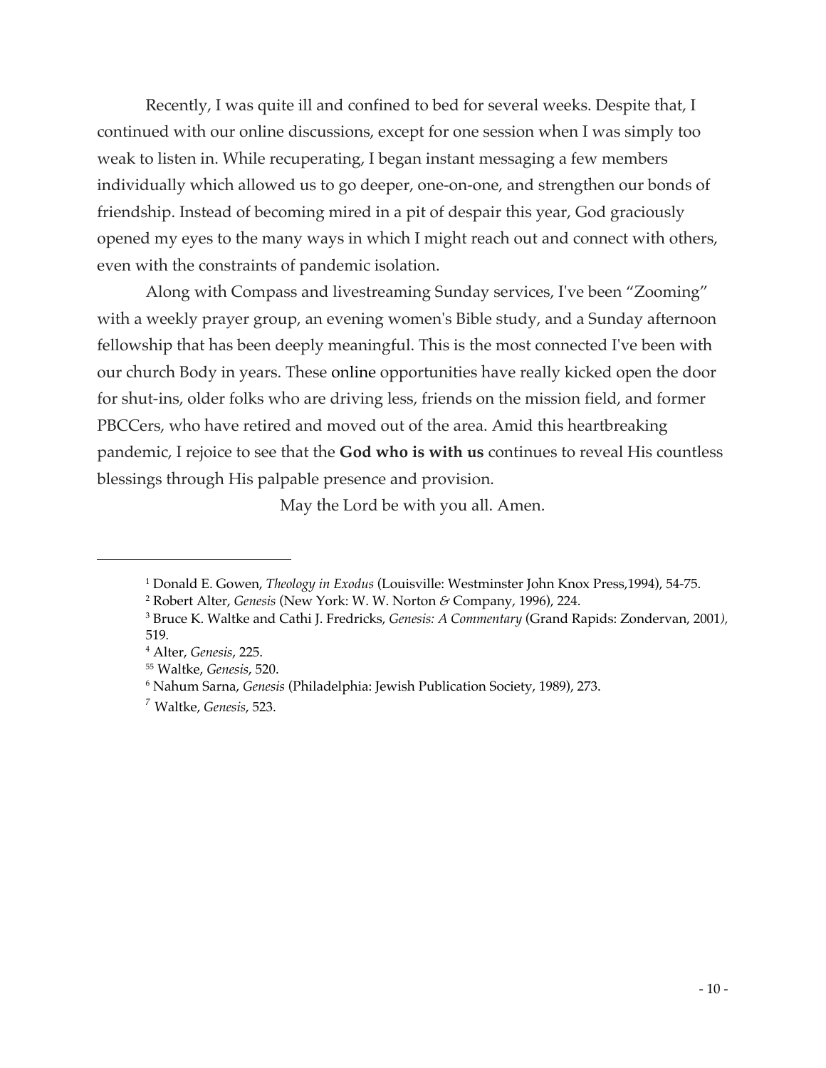Recently, I was quite ill and confined to bed for several weeks. Despite that, I continued with our online discussions, except for one session when I was simply too weak to listen in. While recuperating, I began instant messaging a few members individually which allowed us to go deeper, one-on-one, and strengthen our bonds of friendship. Instead of becoming mired in a pit of despair this year, God graciously opened my eyes to the many ways in which I might reach out and connect with others, even with the constraints of pandemic isolation.

Along with Compass and livestreaming Sunday services, I've been "Zooming" with a weekly prayer group, an evening women's Bible study, and a Sunday afternoon fellowship that has been deeply meaningful. This is the most connected I've been with our church Body in years. These online opportunities have really kicked open the door for shut-ins, older folks who are driving less, friends on the mission field, and former PBCCers, who have retired and moved out of the area. Amid this heartbreaking pandemic, I rejoice to see that the **God who is with us** continues to reveal His countless blessings through His palpable presence and provision.

May the Lord be with you all. Amen.

---

[1] Donald E. Gowen, *Theology in Exodus* (Louisville: Westminster John Knox Press,1994), 54-75.

[2] Robert Alter, *Genesis* (New York: W. W. Norton & Company, 1996), 224.

[3] Bruce K. Waltke and Cathi J. Fredricks, *Genesis: A Commentary* (Grand Rapids: Zondervan, 2001), 519.

[4] Alter, *Genesis*, 225.

[55] Waltke, *Genesis*, 520.

[6] Nahum Sarna, *Genesis* (Philadelphia: Jewish Publication Society, 1989), 273.

[7] Waltke, *Genesis*, 523.